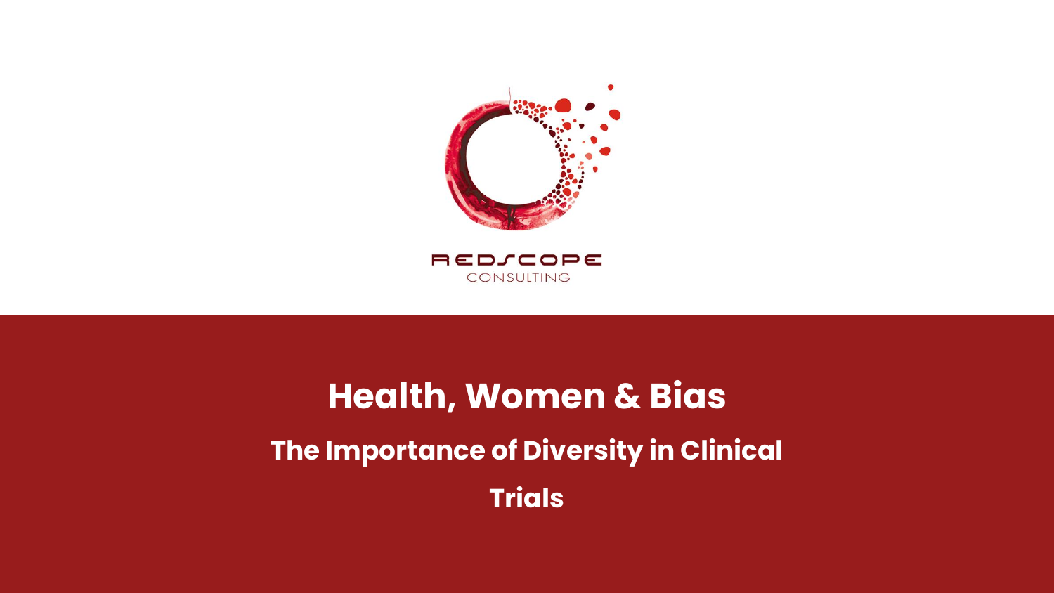REDSCOPE

CONSULTING

# Health, Women & Bias

## The Importance of Diversity in Clinical Trials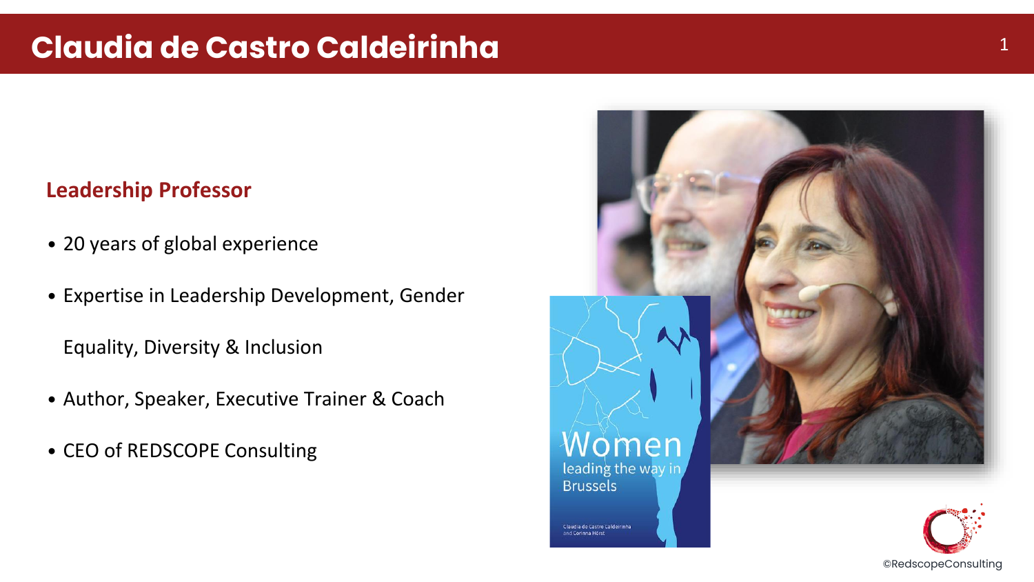# Claudia de Castro Caldeirinha

## Leadership Professor

- 20 years of global experience
- Expertise in Leadership Development, Gender Equality, Diversity & Inclusion
- Author, Speaker, Executive Trainer & Coach
- CEO of REDSCOPE Consulting

©RedscopeConsulting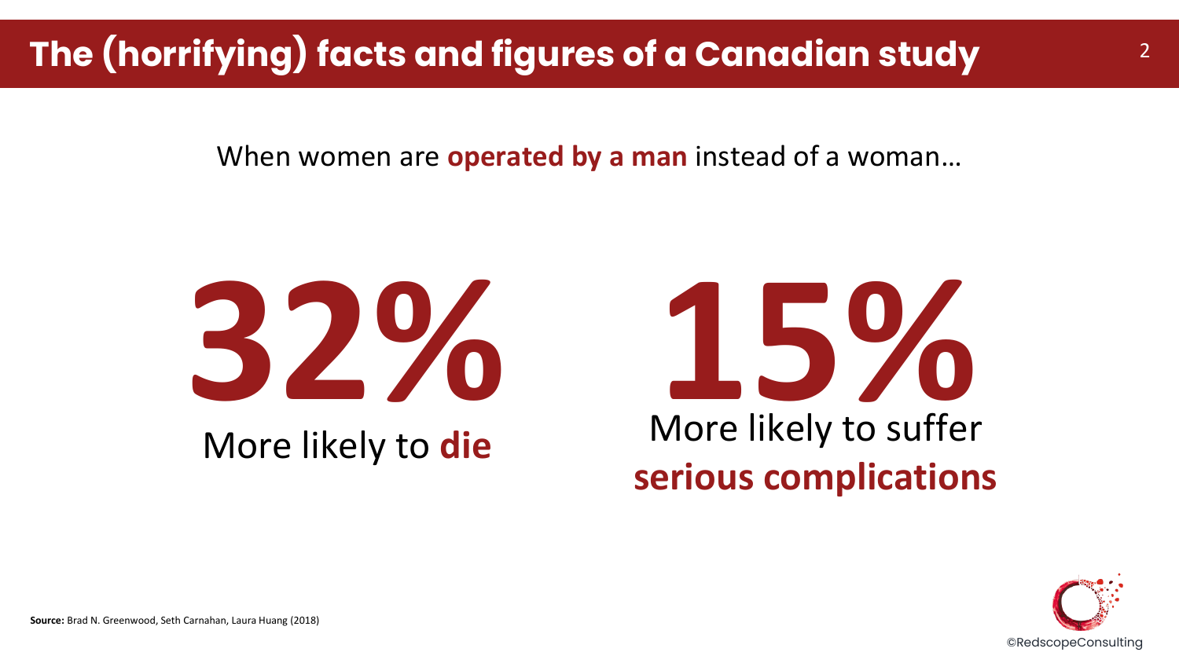# The (horrifying) facts and figures of a Canadian study

When women are **operated by a man** instead of a woman…

**32%**

More likely to **die**

**15%**

More likely to suffer **serious complications**

**Source:** Brad N. Greenwood, Seth Carnahan, Laura Huang (2018)

©RedscopeConsulting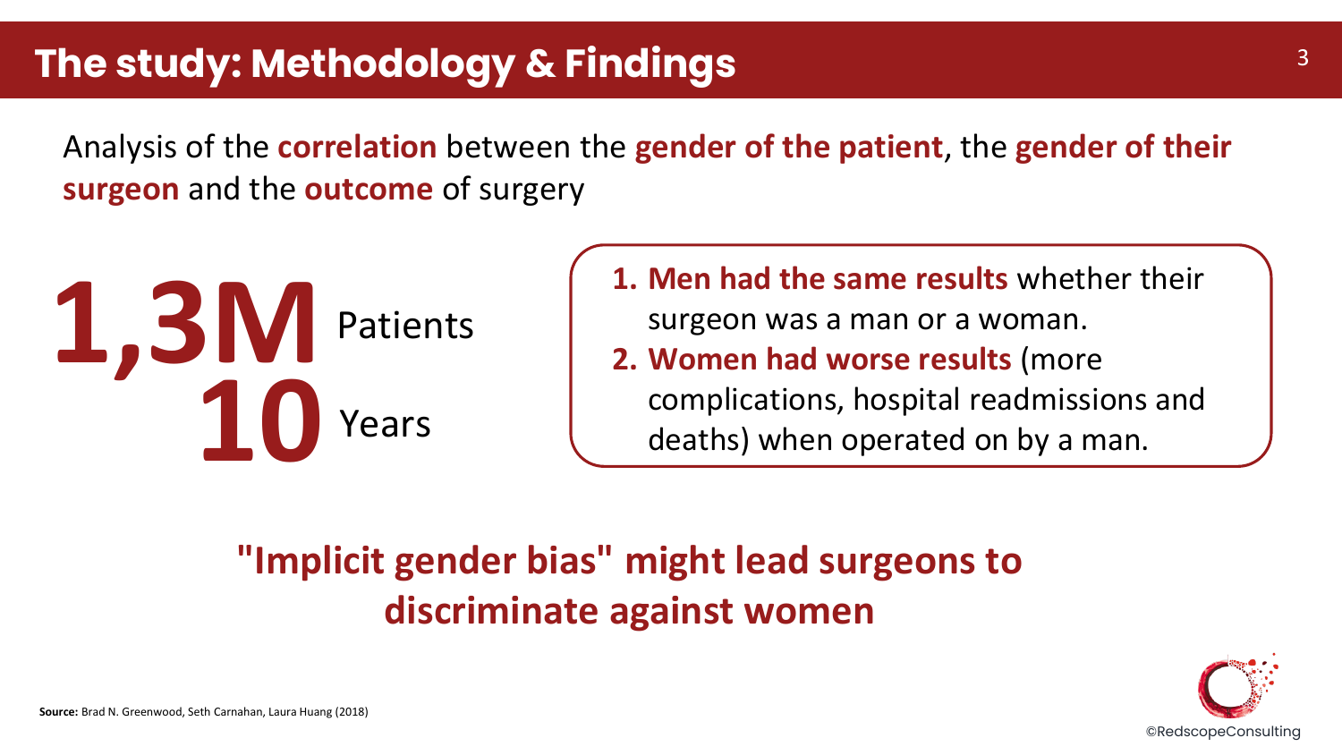# The study: Methodology & Findings

Analysis of the **correlation** between the **gender of the patient**, the **gender of their surgeon** and the **outcome** of surgery

**1,3M** Patients

**10** Years

1. **Men had the same results** whether their surgeon was a man or a woman.
2. **Women had worse results** (more complications, hospital readmissions and deaths) when operated on by a man.

## "Implicit gender bias" might lead surgeons to discriminate against women

**Source:** Brad N. Greenwood, Seth Carnahan, Laura Huang (2018)

©RedscopeConsulting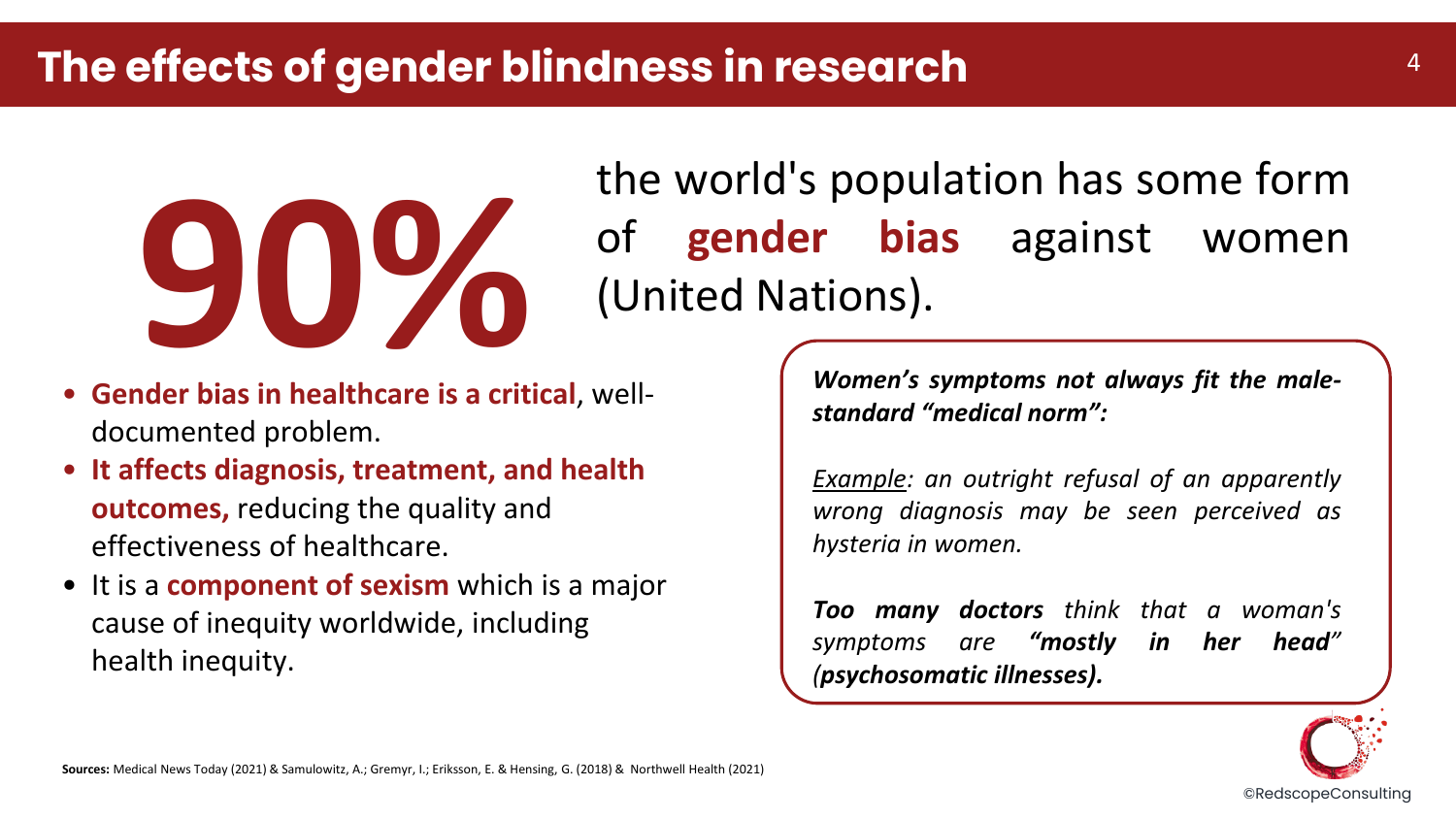# The effects of gender blindness in research

**90%** the world's population has some form of **gender bias** against women (United Nations).

- **Gender bias in healthcare is a critical**, well-documented problem.
- **It affects diagnosis, treatment, and health outcomes,** reducing the quality and effectiveness of healthcare.
- It is a **component of sexism** which is a major cause of inequity worldwide, including health inequity.

***Women's symptoms not always fit the male-standard "medical norm":***

*Example: an outright refusal of an apparently wrong diagnosis may be seen perceived as hysteria in women.*

***Too many doctors*** *think that a woman's symptoms are* ***"mostly in her head"*** *(**psychosomatic illnesses).***

**Sources:** Medical News Today (2021) & Samulowitz, A.; Gremyr, I.; Eriksson, E. & Hensing, G. (2018) & Northwell Health (2021)

©RedscopeConsulting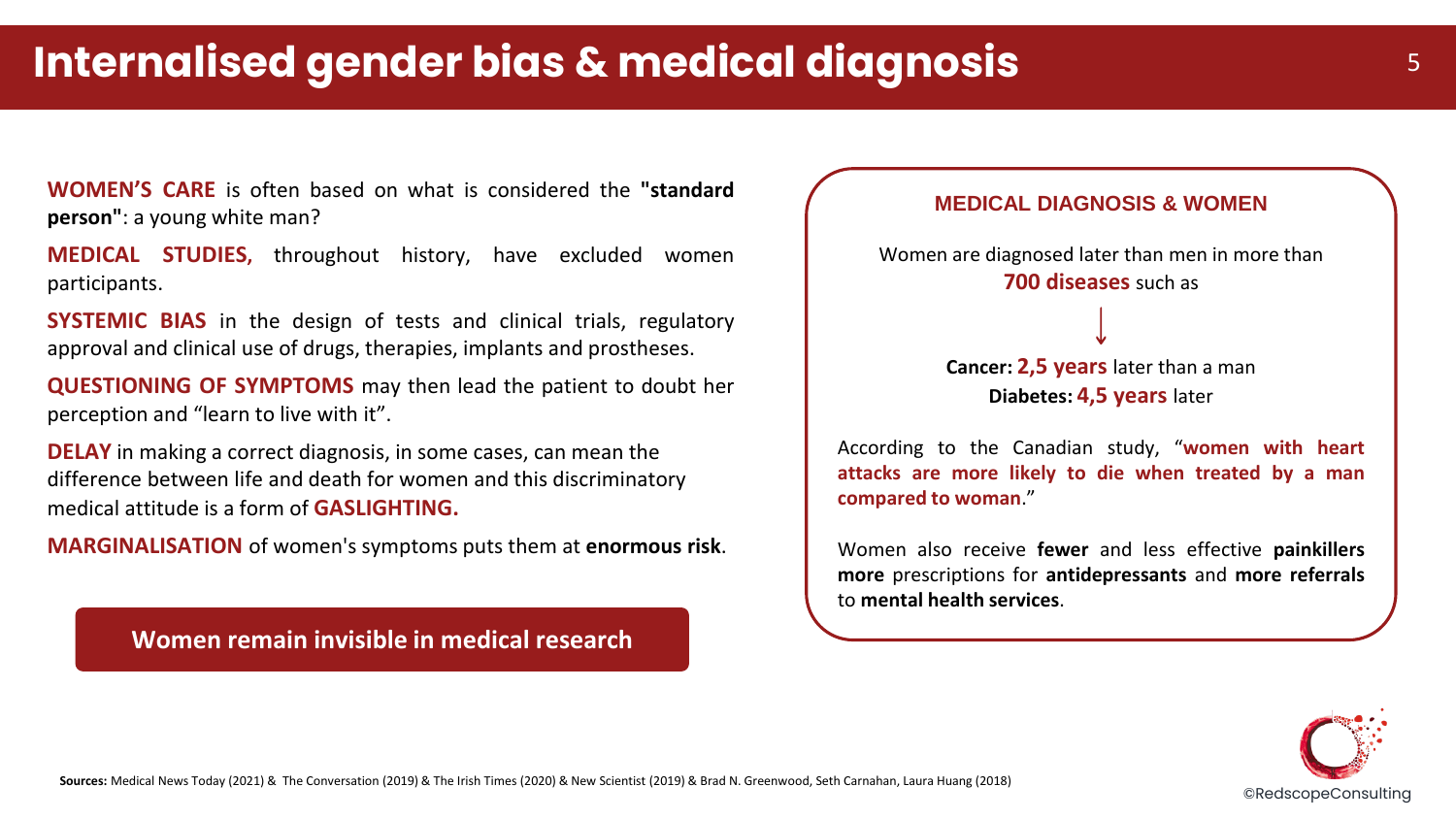# Internalised gender bias & medical diagnosis

**WOMEN'S CARE** is often based on what is considered the **"standard person"**: a young white man?

**MEDICAL STUDIES,** throughout history, have excluded women participants.

**SYSTEMIC BIAS** in the design of tests and clinical trials, regulatory approval and clinical use of drugs, therapies, implants and prostheses.

**QUESTIONING OF SYMPTOMS** may then lead the patient to doubt her perception and "learn to live with it".

**DELAY** in making a correct diagnosis, in some cases, can mean the difference between life and death for women and this discriminatory medical attitude is a form of **GASLIGHTING.**

**MARGINALISATION** of women's symptoms puts them at **enormous risk**.

**Women remain invisible in medical research**

## MEDICAL DIAGNOSIS & WOMEN

Women are diagnosed later than men in more than **700 diseases** such as

↓

**Cancer:** **2,5 years** later than a man
**Diabetes:** **4,5 years** later

According to the Canadian study, "**women with heart attacks are more likely to die when treated by a man compared to woman**."

Women also receive **fewer** and less effective **painkillers more** prescriptions for **antidepressants** and **more referrals** to **mental health services**.

**Sources:** Medical News Today (2021) & The Conversation (2019) & The Irish Times (2020) & New Scientist (2019) & Brad N. Greenwood, Seth Carnahan, Laura Huang (2018)

©RedscopeConsulting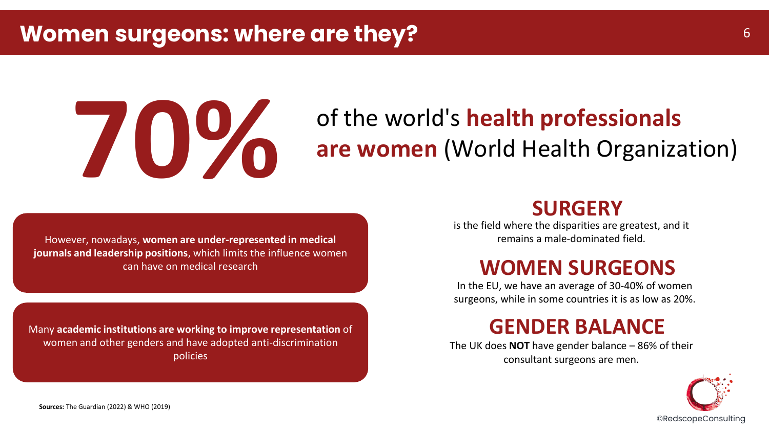# Women surgeons: where are they?

**70%** of the world's **health professionals are women** (World Health Organization)

However, nowadays, **women are under-represented in medical journals and leadership positions**, which limits the influence women can have on medical research

Many **academic institutions are working to improve representation** of women and other genders and have adopted anti-discrimination policies

## SURGERY

is the field where the disparities are greatest, and it remains a male-dominated field.

## WOMEN SURGEONS

In the EU, we have an average of 30-40% of women surgeons, while in some countries it is as low as 20%.

## GENDER BALANCE

The UK does **NOT** have gender balance – 86% of their consultant surgeons are men.

**Sources:** The Guardian (2022) & WHO (2019)

©RedscopeConsulting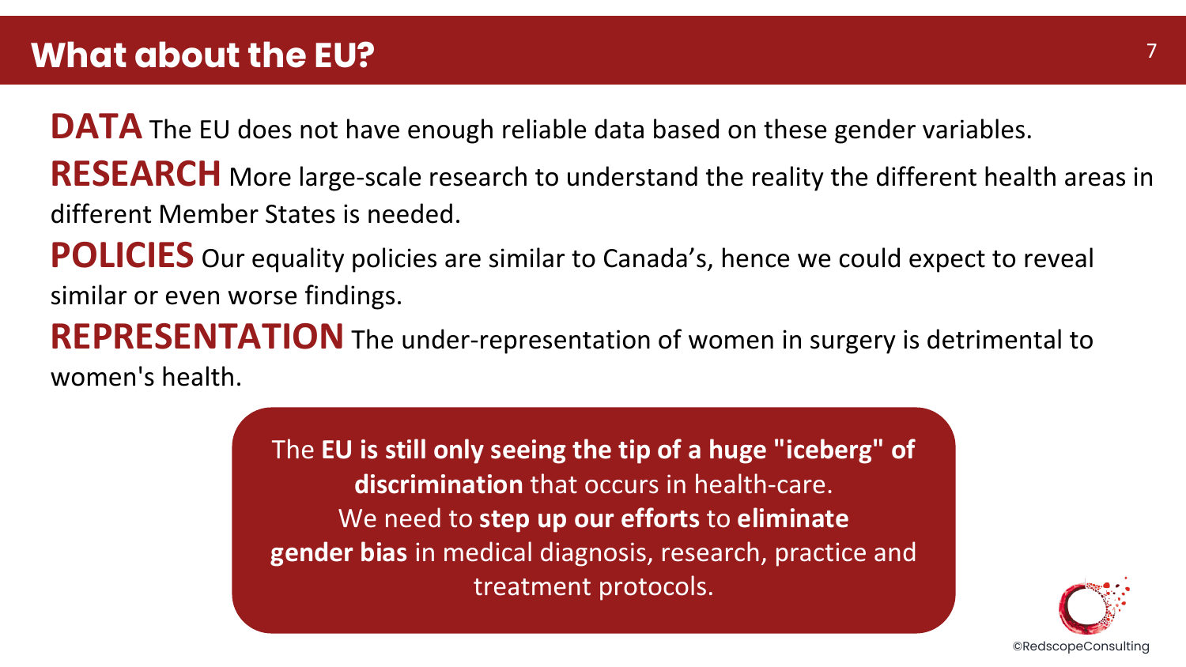# What about the EU?

**DATA** The EU does not have enough reliable data based on these gender variables.

**RESEARCH** More large-scale research to understand the reality the different health areas in different Member States is needed.

**POLICIES** Our equality policies are similar to Canada’s, hence we could expect to reveal similar or even worse findings.

**REPRESENTATION** The under-representation of women in surgery is detrimental to women's health.

The **EU is still only seeing the tip of a huge "iceberg" of discrimination** that occurs in health-care.
We need to **step up our efforts** to **eliminate gender bias** in medical diagnosis, research, practice and treatment protocols.

©RedscopeConsulting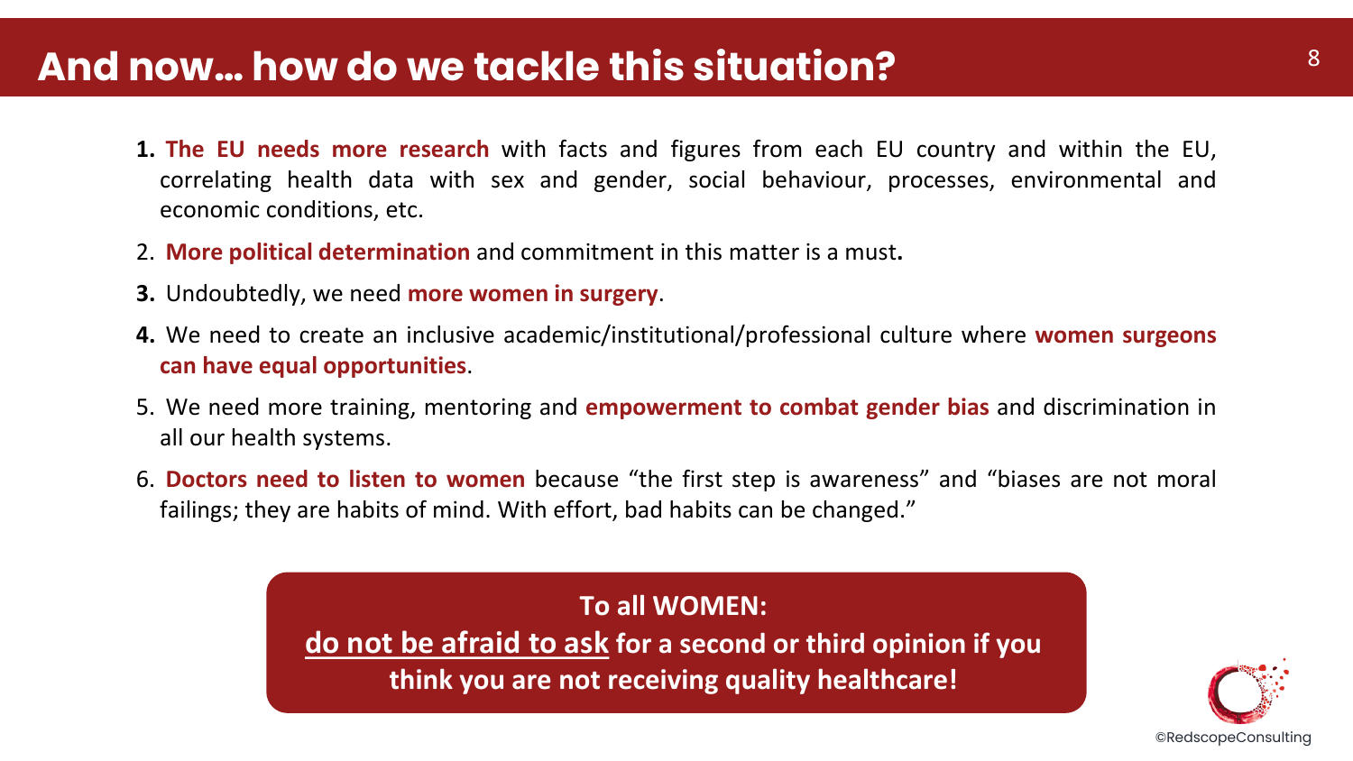# And now… how do we tackle this situation?

1. **The EU needs more research** with facts and figures from each EU country and within the EU, correlating health data with sex and gender, social behaviour, processes, environmental and economic conditions, etc.
2. **More political determination** and commitment in this matter is a must**.**
3. Undoubtedly, we need **more women in surgery**.
4. We need to create an inclusive academic/institutional/professional culture where **women surgeons can have equal opportunities**.
5. We need more training, mentoring and **empowerment to combat gender bias** and discrimination in all our health systems.
6. **Doctors need to listen to women** because "the first step is awareness" and "biases are not moral failings; they are habits of mind. With effort, bad habits can be changed."

**To all WOMEN:**
**do not be afraid to ask for a second or third opinion if you think you are not receiving quality healthcare!**

©RedscopeConsulting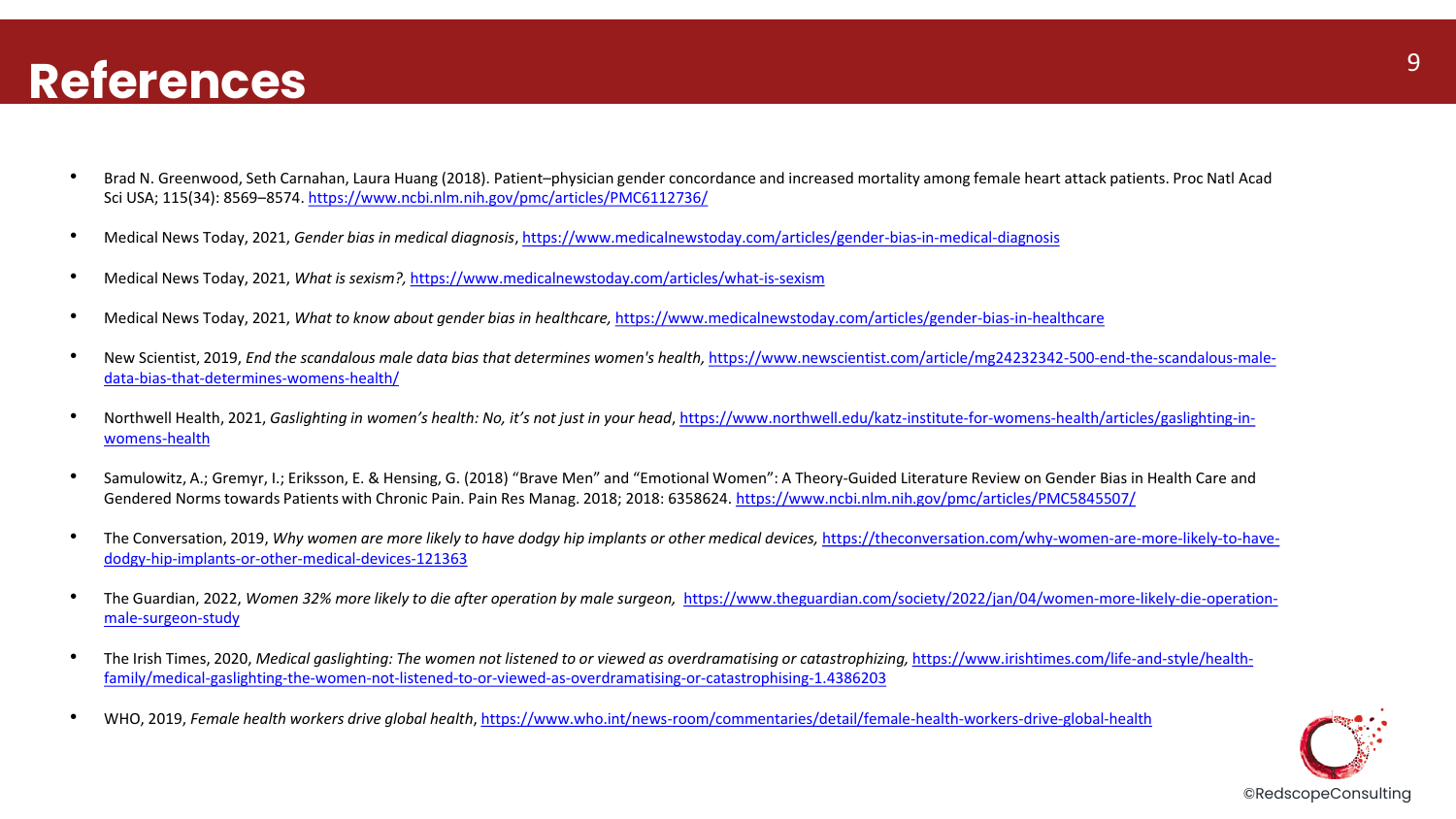# References

- Brad N. Greenwood, Seth Carnahan, Laura Huang (2018). Patient–physician gender concordance and increased mortality among female heart attack patients. Proc Natl Acad Sci USA; 115(34): 8569–8574. https://www.ncbi.nlm.nih.gov/pmc/articles/PMC6112736/
- Medical News Today, 2021, *Gender bias in medical diagnosis*, https://www.medicalnewstoday.com/articles/gender-bias-in-medical-diagnosis
- Medical News Today, 2021, *What is sexism?,* https://www.medicalnewstoday.com/articles/what-is-sexism
- Medical News Today, 2021, *What to know about gender bias in healthcare,* https://www.medicalnewstoday.com/articles/gender-bias-in-healthcare
- New Scientist, 2019, *End the scandalous male data bias that determines women's health,* https://www.newscientist.com/article/mg24232342-500-end-the-scandalous-male-data-bias-that-determines-womens-health/
- Northwell Health, 2021, *Gaslighting in women's health: No, it's not just in your head*, https://www.northwell.edu/katz-institute-for-womens-health/articles/gaslighting-in-womens-health
- Samulowitz, A.; Gremyr, I.; Eriksson, E. & Hensing, G. (2018) "Brave Men" and "Emotional Women": A Theory-Guided Literature Review on Gender Bias in Health Care and Gendered Norms towards Patients with Chronic Pain. Pain Res Manag. 2018; 2018: 6358624. https://www.ncbi.nlm.nih.gov/pmc/articles/PMC5845507/
- The Conversation, 2019, *Why women are more likely to have dodgy hip implants or other medical devices,* https://theconversation.com/why-women-are-more-likely-to-have-dodgy-hip-implants-or-other-medical-devices-121363
- The Guardian, 2022, *Women 32% more likely to die after operation by male surgeon,* https://www.theguardian.com/society/2022/jan/04/women-more-likely-die-operation-male-surgeon-study
- The Irish Times, 2020, *Medical gaslighting: The women not listened to or viewed as overdramatising or catastrophizing,* https://www.irishtimes.com/life-and-style/health-family/medical-gaslighting-the-women-not-listened-to-or-viewed-as-overdramatising-or-catastrophising-1.4386203
- WHO, 2019, *Female health workers drive global health*, https://www.who.int/news-room/commentaries/detail/female-health-workers-drive-global-health

©RedscopeConsulting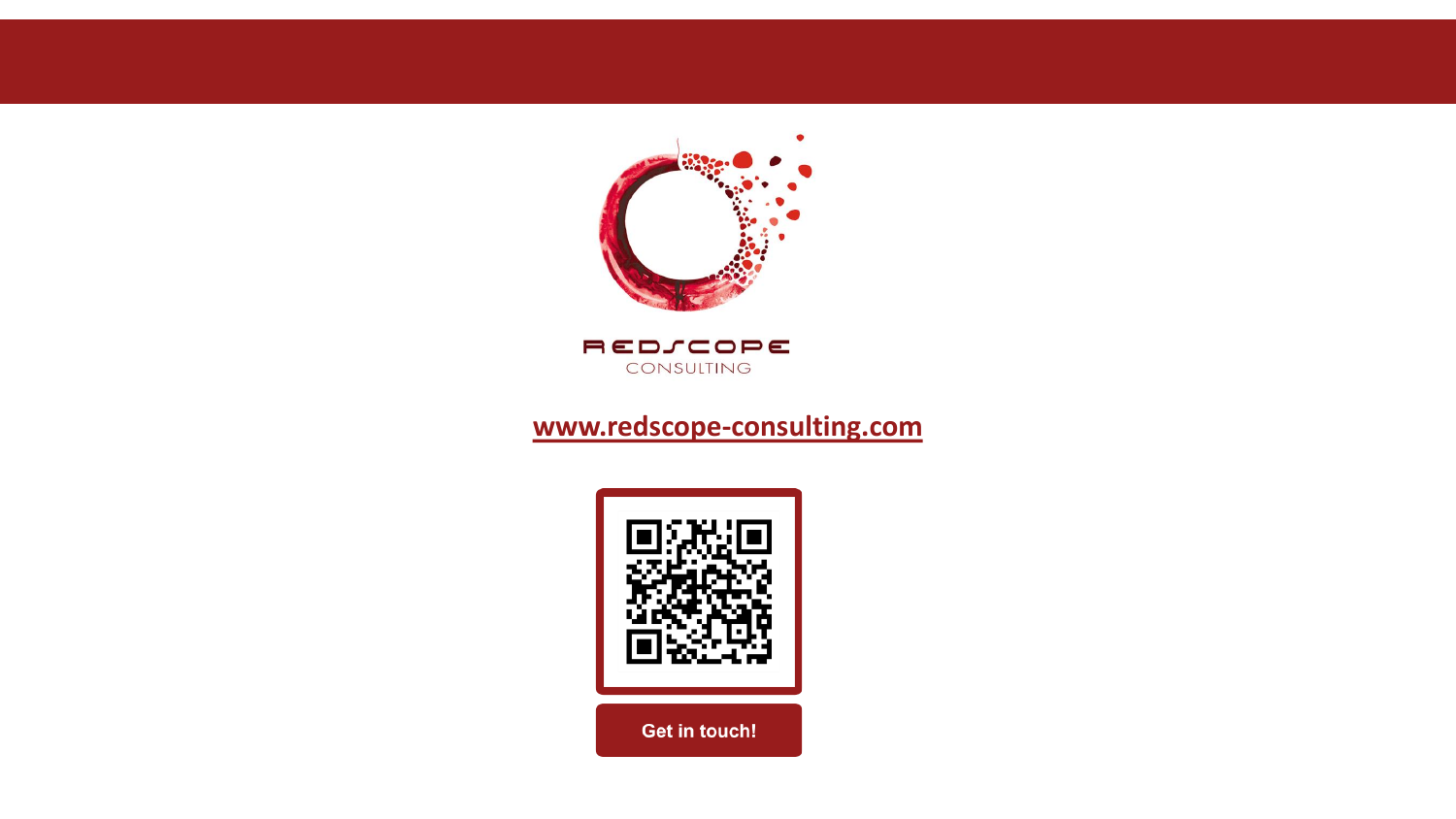REDSCOPE
CONSULTING

www.redscope-consulting.com

Get in touch!